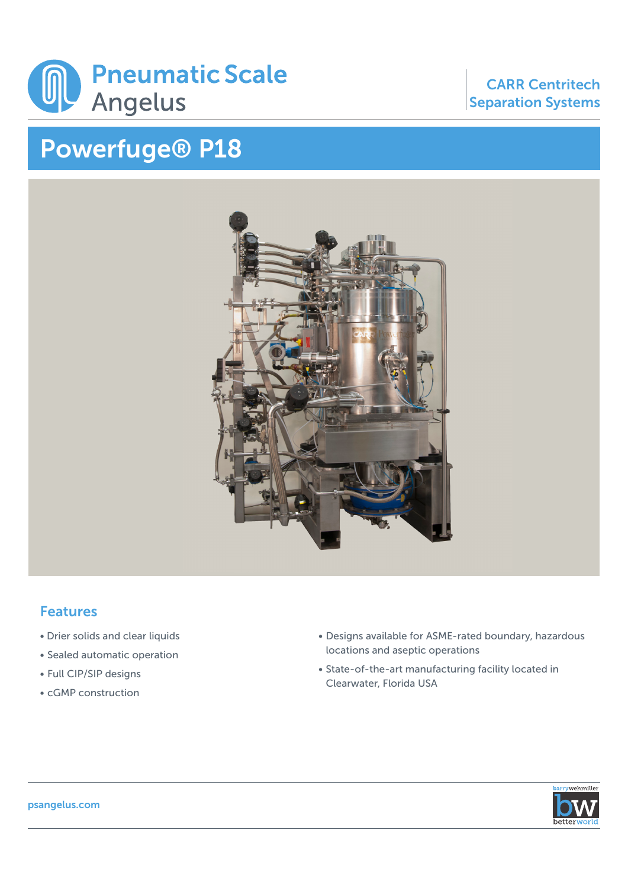Pneumatic Scale Angelus

CARR Centritech Separation Systems

# Powerfuge® P18

## Features

- Drier solids and clear liquids
- Sealed automatic operation
- Full CIP/SIP designs
- cGMP construction
- Designs available for ASME-rated boundary, hazardous locations and aseptic operations
- State-of-the-art manufacturing facility located in Clearwater, Florida USA

psangelus.com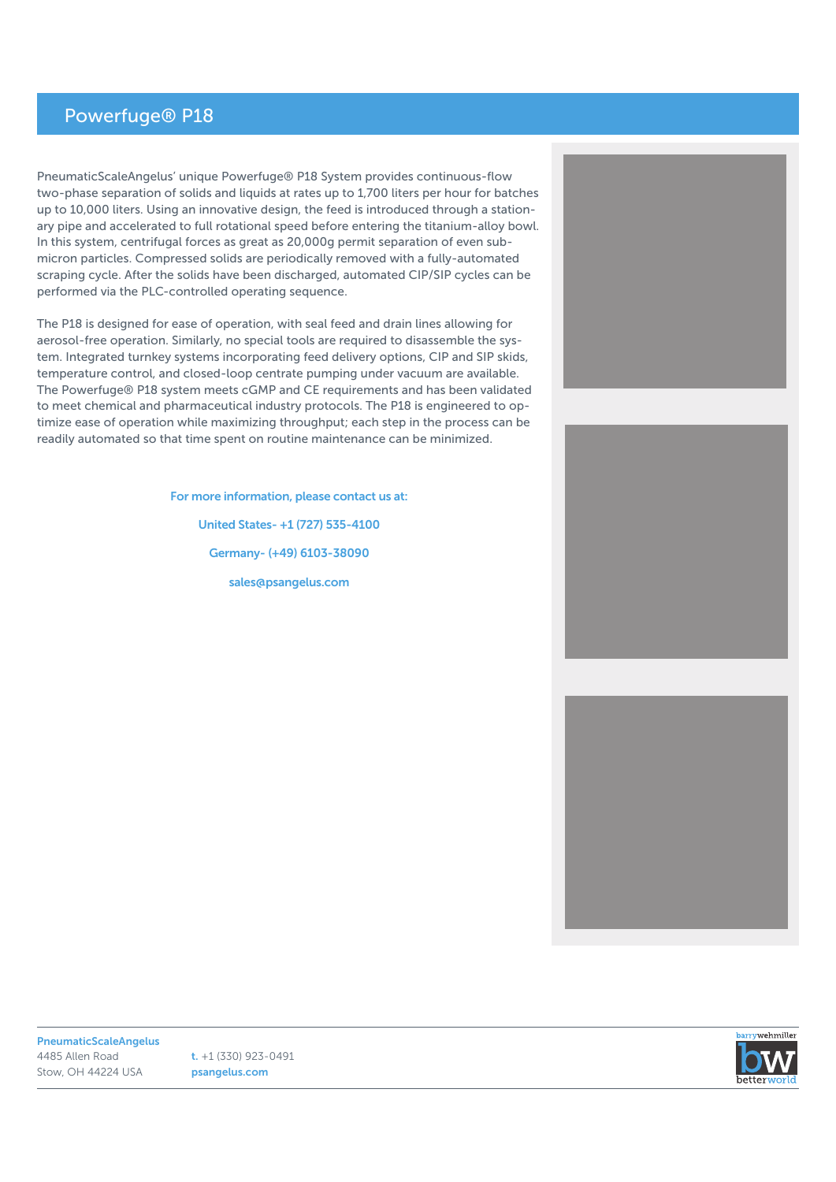# Powerfuge® P18

PneumaticScaleAngelus' unique Powerfuge® P18 System provides continuous-flow two-phase separation of solids and liquids at rates up to 1,700 liters per hour for batches up to 10,000 liters. Using an innovative design, the feed is introduced through a stationary pipe and accelerated to full rotational speed before entering the titanium-alloy bowl. In this system, centrifugal forces as great as 20,000g permit separation of even sub-micron particles. Compressed solids are periodically removed with a fully-automated scraping cycle. After the solids have been discharged, automated CIP/SIP cycles can be performed via the PLC-controlled operating sequence.

The P18 is designed for ease of operation, with seal feed and drain lines allowing for aerosol-free operation. Similarly, no special tools are required to disassemble the system. Integrated turnkey systems incorporating feed delivery options, CIP and SIP skids, temperature control, and closed-loop centrate pumping under vacuum are available. The Powerfuge® P18 system meets cGMP and CE requirements and has been validated to meet chemical and pharmaceutical industry protocols. The P18 is engineered to optimize ease of operation while maximizing throughput; each step in the process can be readily automated so that time spent on routine maintenance can be minimized.

**For more information, please contact us at:**

**United States- +1 (727) 535-4100**

**Germany- (+49) 6103-38090**

**sales@psangelus.com**

**PneumaticScaleAngelus**
4485 Allen Road
Stow, OH 44224 USA

**t.** +1 (330) 923-0491
**psangelus.com**

barrywehmiller
bw
betterworld